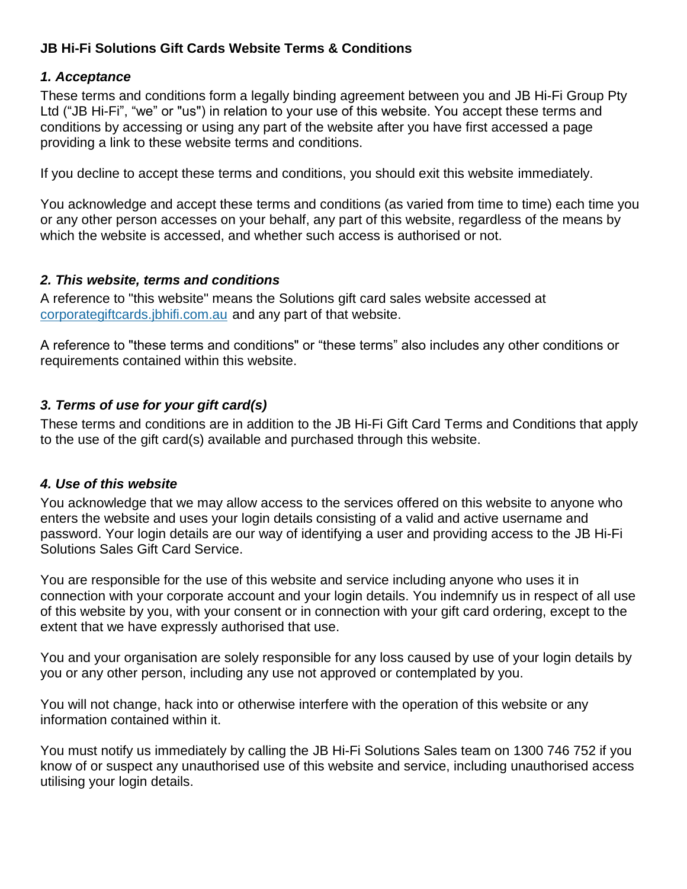**JB Hi-Fi Solutions Gift Cards Website Terms & Conditions**

### *1. Acceptance*

These terms and conditions form a legally binding agreement between you and JB Hi-Fi Group Pty Ltd ("JB Hi-Fi", "we" or "us") in relation to your use of this website. You accept these terms and conditions by accessing or using any part of the website after you have first accessed a page providing a link to these website terms and conditions.

If you decline to accept these terms and conditions, you should exit this website immediately.

You acknowledge and accept these terms and conditions (as varied from time to time) each time you or any other person accesses on your behalf, any part of this website, regardless of the means by which the website is accessed, and whether such access is authorised or not.

### *2. This website, terms and conditions*

A reference to "this website" means the Solutions gift card sales website accessed at [corporategiftcards.jbhifi.com.au](corporategiftcards.jbhifi.com.au) and any part of that website.

A reference to "these terms and conditions" or "these terms" also includes any other conditions or requirements contained within this website.

### *3. Terms of use for your gift card(s)*

These terms and conditions are in addition to the JB Hi-Fi Gift Card Terms and Conditions that apply to the use of the gift card(s) available and purchased through this website.

### *4. Use of this website*

You acknowledge that we may allow access to the services offered on this website to anyone who enters the website and uses your login details consisting of a valid and active username and password. Your login details are our way of identifying a user and providing access to the JB Hi-Fi Solutions Sales Gift Card Service.

You are responsible for the use of this website and service including anyone who uses it in connection with your corporate account and your login details. You indemnify us in respect of all use of this website by you, with your consent or in connection with your gift card ordering, except to the extent that we have expressly authorised that use.

You and your organisation are solely responsible for any loss caused by use of your login details by you or any other person, including any use not approved or contemplated by you.

You will not change, hack into or otherwise interfere with the operation of this website or any information contained within it.

You must notify us immediately by calling the JB Hi-Fi Solutions Sales team on 1300 746 752 if you know of or suspect any unauthorised use of this website and service, including unauthorised access utilising your login details.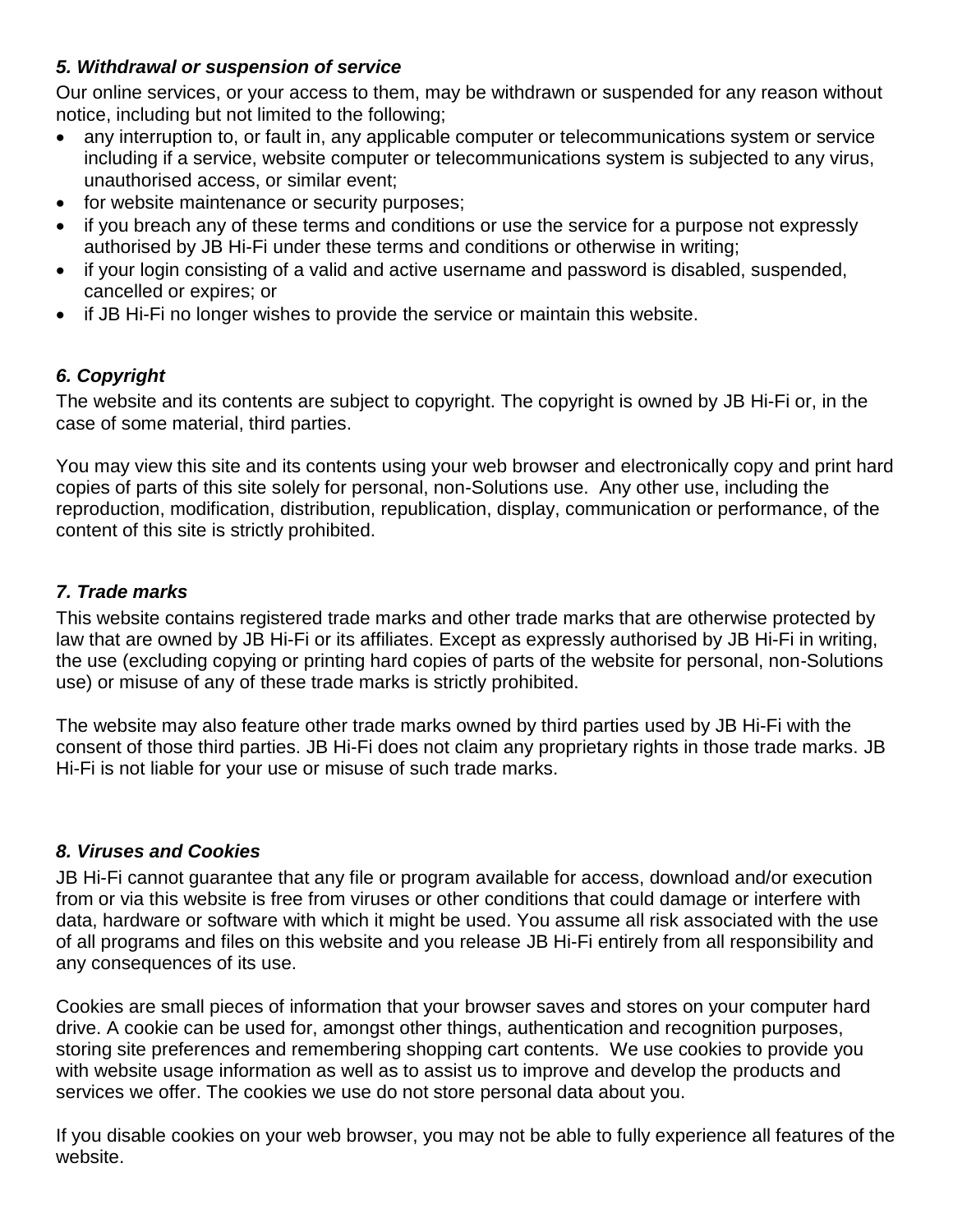### *5. Withdrawal or suspension of service*

Our online services, or your access to them, may be withdrawn or suspended for any reason without notice, including but not limited to the following;

- any interruption to, or fault in, any applicable computer or telecommunications system or service including if a service, website computer or telecommunications system is subjected to any virus, unauthorised access, or similar event;
- for website maintenance or security purposes;
- if you breach any of these terms and conditions or use the service for a purpose not expressly authorised by JB Hi-Fi under these terms and conditions or otherwise in writing;
- if your login consisting of a valid and active username and password is disabled, suspended, cancelled or expires; or
- if JB Hi-Fi no longer wishes to provide the service or maintain this website.

### *6. Copyright*

The website and its contents are subject to copyright. The copyright is owned by JB Hi-Fi or, in the case of some material, third parties.

You may view this site and its contents using your web browser and electronically copy and print hard copies of parts of this site solely for personal, non-Solutions use. Any other use, including the reproduction, modification, distribution, republication, display, communication or performance, of the content of this site is strictly prohibited.

### *7. Trade marks*

This website contains registered trade marks and other trade marks that are otherwise protected by law that are owned by JB Hi-Fi or its affiliates. Except as expressly authorised by JB Hi-Fi in writing, the use (excluding copying or printing hard copies of parts of the website for personal, non-Solutions use) or misuse of any of these trade marks is strictly prohibited.

The website may also feature other trade marks owned by third parties used by JB Hi-Fi with the consent of those third parties. JB Hi-Fi does not claim any proprietary rights in those trade marks. JB Hi-Fi is not liable for your use or misuse of such trade marks.

### *8. Viruses and Cookies*

JB Hi-Fi cannot guarantee that any file or program available for access, download and/or execution from or via this website is free from viruses or other conditions that could damage or interfere with data, hardware or software with which it might be used. You assume all risk associated with the use of all programs and files on this website and you release JB Hi-Fi entirely from all responsibility and any consequences of its use.

Cookies are small pieces of information that your browser saves and stores on your computer hard drive. A cookie can be used for, amongst other things, authentication and recognition purposes, storing site preferences and remembering shopping cart contents. We use cookies to provide you with website usage information as well as to assist us to improve and develop the products and services we offer. The cookies we use do not store personal data about you.

If you disable cookies on your web browser, you may not be able to fully experience all features of the website.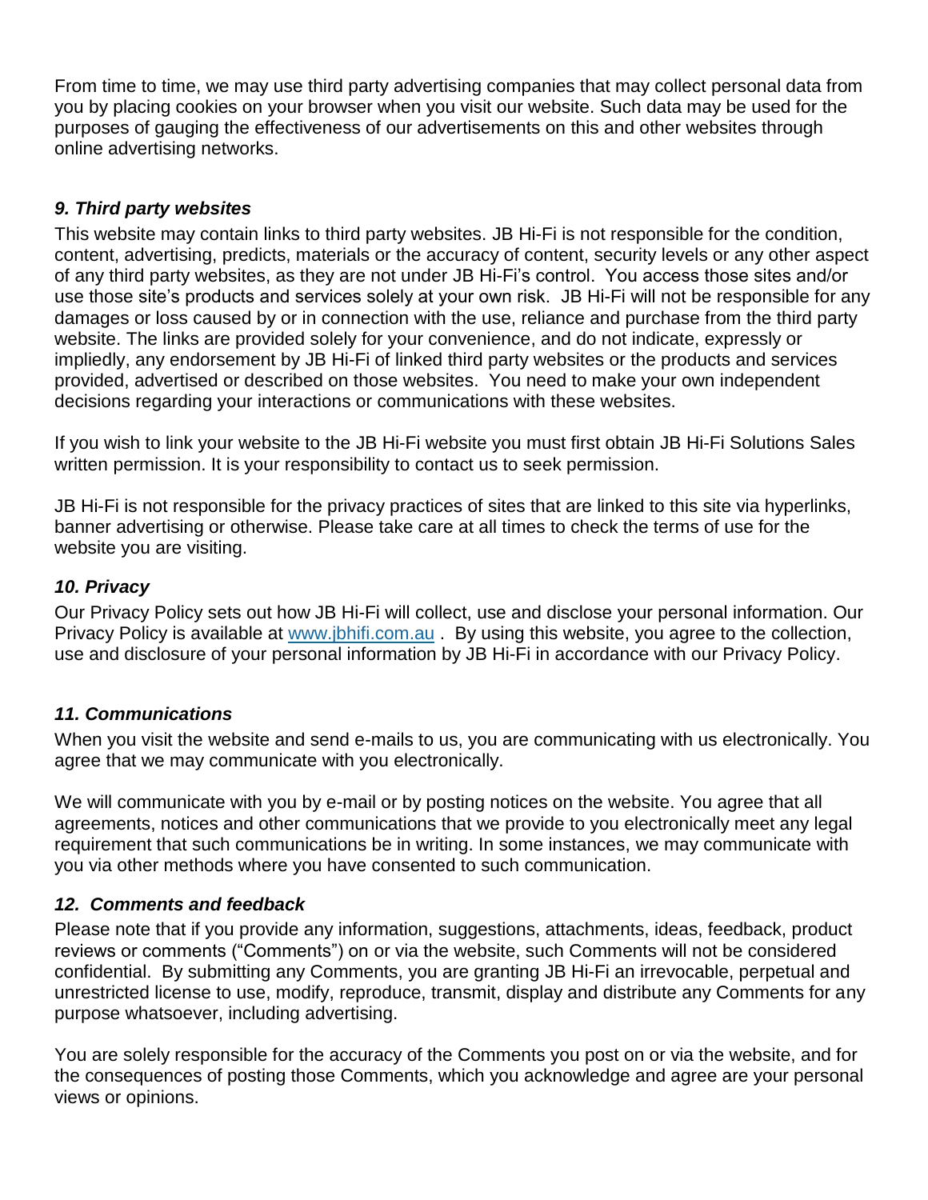From time to time, we may use third party advertising companies that may collect personal data from you by placing cookies on your browser when you visit our website. Such data may be used for the purposes of gauging the effectiveness of our advertisements on this and other websites through online advertising networks.

### *9. Third party websites*

This website may contain links to third party websites. JB Hi-Fi is not responsible for the condition, content, advertising, predicts, materials or the accuracy of content, security levels or any other aspect of any third party websites, as they are not under JB Hi-Fi's control. You access those sites and/or use those site's products and services solely at your own risk. JB Hi-Fi will not be responsible for any damages or loss caused by or in connection with the use, reliance and purchase from the third party website. The links are provided solely for your convenience, and do not indicate, expressly or impliedly, any endorsement by JB Hi-Fi of linked third party websites or the products and services provided, advertised or described on those websites. You need to make your own independent decisions regarding your interactions or communications with these websites.

If you wish to link your website to the JB Hi-Fi website you must first obtain JB Hi-Fi Solutions Sales written permission. It is your responsibility to contact us to seek permission.

JB Hi-Fi is not responsible for the privacy practices of sites that are linked to this site via hyperlinks, banner advertising or otherwise. Please take care at all times to check the terms of use for the website you are visiting.

### *10. Privacy*

Our Privacy Policy sets out how JB Hi-Fi will collect, use and disclose your personal information. Our Privacy Policy is available at [www.jbhifi.com.au](http://www.jbhifi.com.au) . By using this website, you agree to the collection, use and disclosure of your personal information by JB Hi-Fi in accordance with our Privacy Policy.

### *11. Communications*

When you visit the website and send e-mails to us, you are communicating with us electronically. You agree that we may communicate with you electronically.

We will communicate with you by e-mail or by posting notices on the website. You agree that all agreements, notices and other communications that we provide to you electronically meet any legal requirement that such communications be in writing. In some instances, we may communicate with you via other methods where you have consented to such communication.

### *12. Comments and feedback*

Please note that if you provide any information, suggestions, attachments, ideas, feedback, product reviews or comments ("Comments") on or via the website, such Comments will not be considered confidential. By submitting any Comments, you are granting JB Hi-Fi an irrevocable, perpetual and unrestricted license to use, modify, reproduce, transmit, display and distribute any Comments for any purpose whatsoever, including advertising.

You are solely responsible for the accuracy of the Comments you post on or via the website, and for the consequences of posting those Comments, which you acknowledge and agree are your personal views or opinions.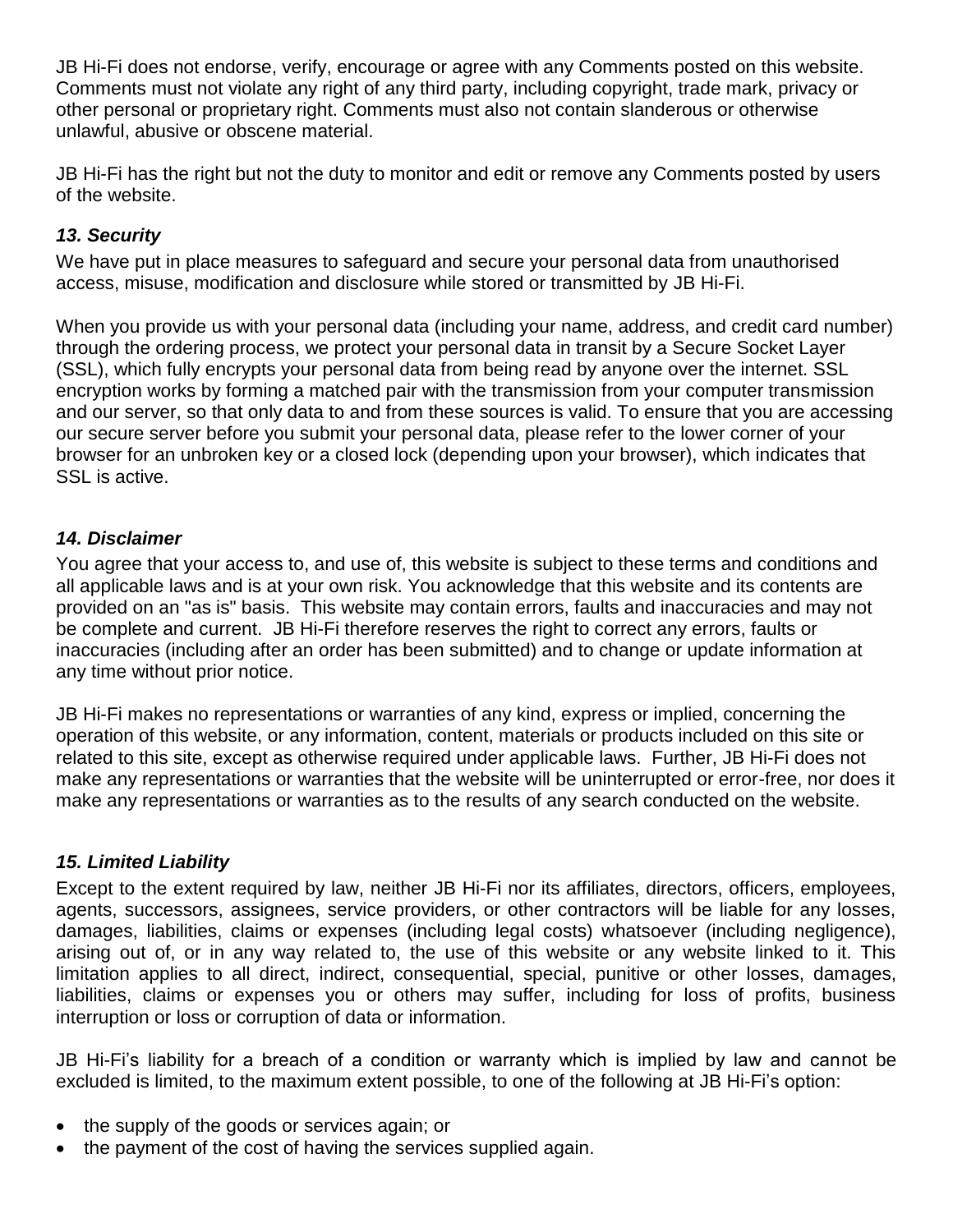JB Hi-Fi does not endorse, verify, encourage or agree with any Comments posted on this website. Comments must not violate any right of any third party, including copyright, trade mark, privacy or other personal or proprietary right. Comments must also not contain slanderous or otherwise unlawful, abusive or obscene material.

JB Hi-Fi has the right but not the duty to monitor and edit or remove any Comments posted by users of the website.

### ***13. Security***

We have put in place measures to safeguard and secure your personal data from unauthorised access, misuse, modification and disclosure while stored or transmitted by JB Hi-Fi.

When you provide us with your personal data (including your name, address, and credit card number) through the ordering process, we protect your personal data in transit by a Secure Socket Layer (SSL), which fully encrypts your personal data from being read by anyone over the internet. SSL encryption works by forming a matched pair with the transmission from your computer transmission and our server, so that only data to and from these sources is valid. To ensure that you are accessing our secure server before you submit your personal data, please refer to the lower corner of your browser for an unbroken key or a closed lock (depending upon your browser), which indicates that SSL is active.

### ***14. Disclaimer***

You agree that your access to, and use of, this website is subject to these terms and conditions and all applicable laws and is at your own risk. You acknowledge that this website and its contents are provided on an "as is" basis. This website may contain errors, faults and inaccuracies and may not be complete and current. JB Hi-Fi therefore reserves the right to correct any errors, faults or inaccuracies (including after an order has been submitted) and to change or update information at any time without prior notice.

JB Hi-Fi makes no representations or warranties of any kind, express or implied, concerning the operation of this website, or any information, content, materials or products included on this site or related to this site, except as otherwise required under applicable laws. Further, JB Hi-Fi does not make any representations or warranties that the website will be uninterrupted or error-free, nor does it make any representations or warranties as to the results of any search conducted on the website.

### ***15. Limited Liability***

Except to the extent required by law, neither JB Hi-Fi nor its affiliates, directors, officers, employees, agents, successors, assignees, service providers, or other contractors will be liable for any losses, damages, liabilities, claims or expenses (including legal costs) whatsoever (including negligence), arising out of, or in any way related to, the use of this website or any website linked to it. This limitation applies to all direct, indirect, consequential, special, punitive or other losses, damages, liabilities, claims or expenses you or others may suffer, including for loss of profits, business interruption or loss or corruption of data or information.

JB Hi-Fi's liability for a breach of a condition or warranty which is implied by law and cannot be excluded is limited, to the maximum extent possible, to one of the following at JB Hi-Fi's option:

- the supply of the goods or services again; or
- the payment of the cost of having the services supplied again.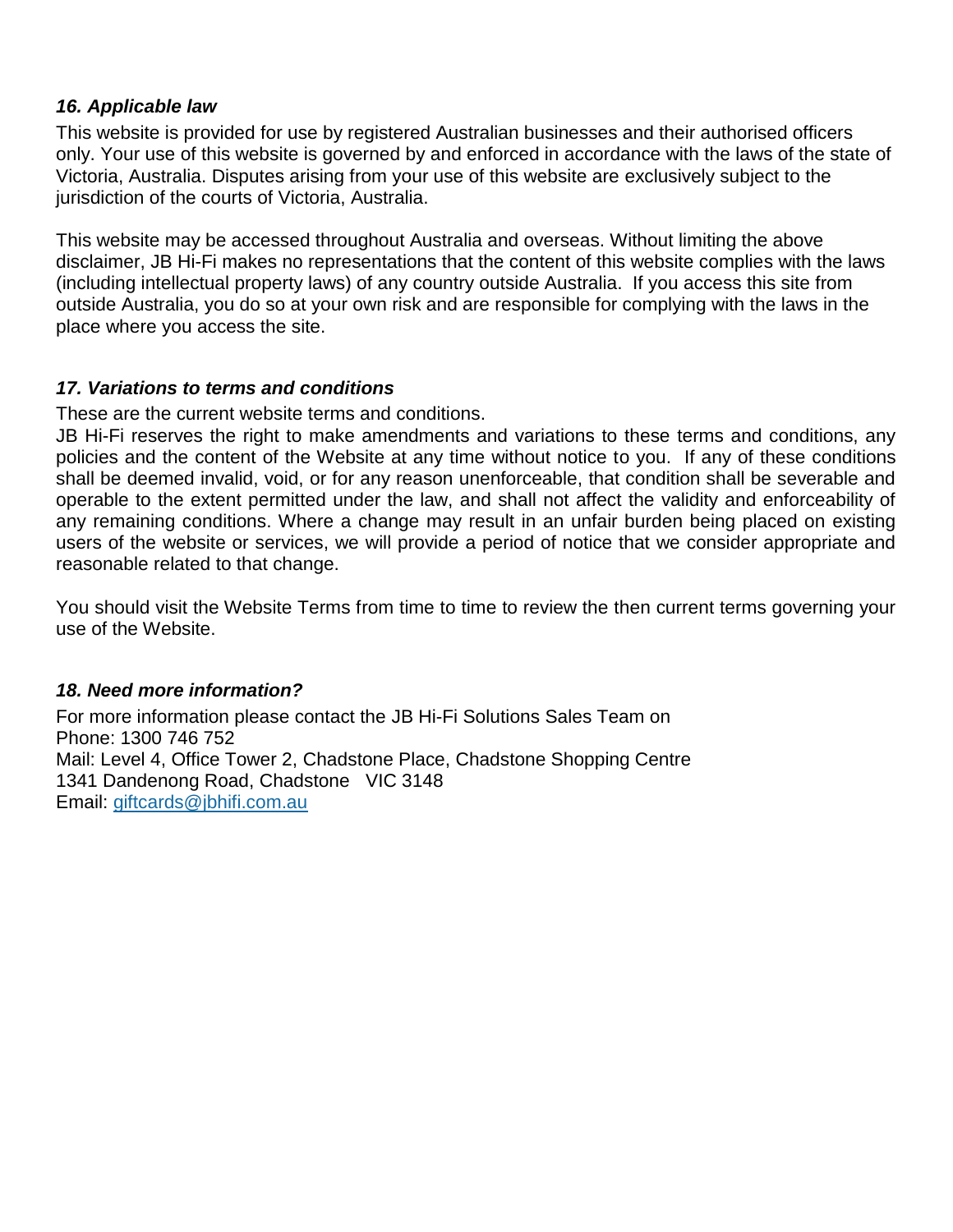### *16. Applicable law*

This website is provided for use by registered Australian businesses and their authorised officers only. Your use of this website is governed by and enforced in accordance with the laws of the state of Victoria, Australia. Disputes arising from your use of this website are exclusively subject to the jurisdiction of the courts of Victoria, Australia.

This website may be accessed throughout Australia and overseas. Without limiting the above disclaimer, JB Hi-Fi makes no representations that the content of this website complies with the laws (including intellectual property laws) of any country outside Australia. If you access this site from outside Australia, you do so at your own risk and are responsible for complying with the laws in the place where you access the site.

### *17. Variations to terms and conditions*

These are the current website terms and conditions.

JB Hi-Fi reserves the right to make amendments and variations to these terms and conditions, any policies and the content of the Website at any time without notice to you. If any of these conditions shall be deemed invalid, void, or for any reason unenforceable, that condition shall be severable and operable to the extent permitted under the law, and shall not affect the validity and enforceability of any remaining conditions. Where a change may result in an unfair burden being placed on existing users of the website or services, we will provide a period of notice that we consider appropriate and reasonable related to that change.

You should visit the Website Terms from time to time to review the then current terms governing your use of the Website.

### *18. Need more information?*

For more information please contact the JB Hi-Fi Solutions Sales Team on
Phone: 1300 746 752
Mail: Level 4, Office Tower 2, Chadstone Place, Chadstone Shopping Centre
1341 Dandenong Road, Chadstone VIC 3148
Email: giftcards@jbhifi.com.au